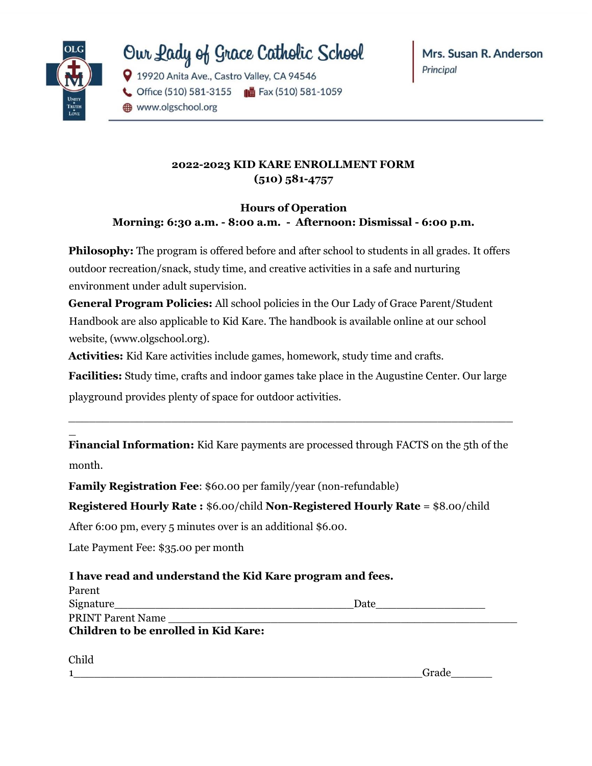**Our Lady of Grace Catholic School**

19920 Anita Ave., Castro Valley, CA 94546

Office (510) 581-3155 Fax (510) 581-1059

www.olgschool.org

**Mrs. Susan R. Anderson**

*Principal*

**2022-2023 KID KARE ENROLLMENT FORM**
**(510) 581-4757**

**Hours of Operation**
**Morning: 6:30 a.m. - 8:00 a.m. - Afternoon: Dismissal - 6:00 p.m.**

**Philosophy:** The program is offered before and after school to students in all grades. It offers outdoor recreation/snack, study time, and creative activities in a safe and nurturing environment under adult supervision.

**General Program Policies:** All school policies in the Our Lady of Grace Parent/Student Handbook are also applicable to Kid Kare. The handbook is available online at our school website, (www.olgschool.org).

**Activities:** Kid Kare activities include games, homework, study time and crafts.

**Facilities:** Study time, crafts and indoor games take place in the Augustine Center. Our large playground provides plenty of space for outdoor activities.

---

**Financial Information:** Kid Kare payments are processed through FACTS on the 5th of the month.

**Family Registration Fee**: $60.00 per family/year (non-refundable)

**Registered Hourly Rate :** $6.00/child **Non-Registered Hourly Rate** = $8.00/child

After 6:00 pm, every 5 minutes over is an additional $6.00.

Late Payment Fee: $35.00 per month

**I have read and understand the Kid Kare program and fees.**

Parent Signature_________________________________________Date__________________

PRINT Parent Name _________________________________________________________

**Children to be enrolled in Kid Kare:**

Child 1____________________________________________________________Grade_______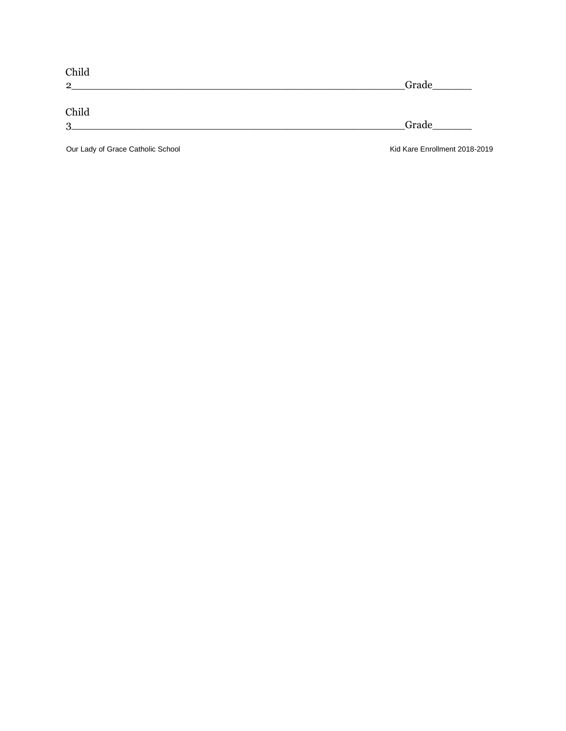Child 2______________________________________________________Grade______

Child 3______________________________________________________Grade______